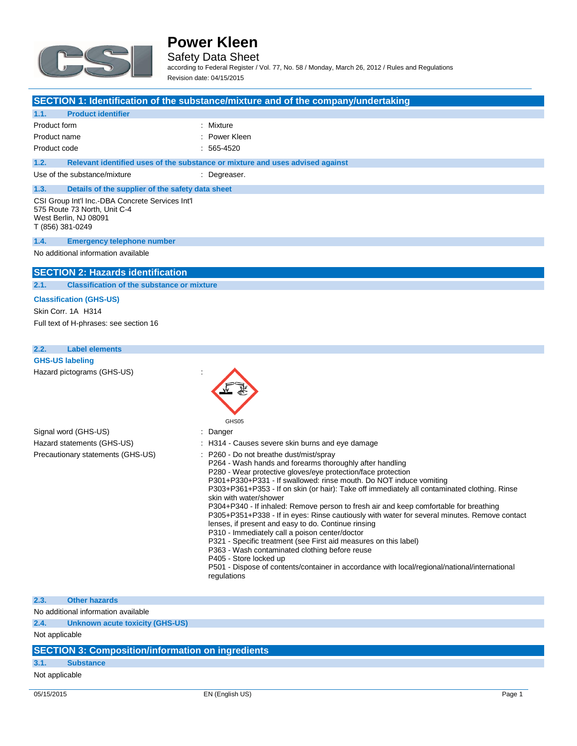# Power Kleen

Safety Data Sheet

according to Federal Register / Vol. 77, No. 58 / Monday, March 26, 2012 / Rules and Regulations

Revision date: 04/15/2015

## SECTION 1: Identification of the substance/mixture and of the company/undertaking

### 1.1. Product identifier

| | |
|---|---|
| Product form | : Mixture |
| Product name | : Power Kleen |
| Product code | : 565-4520 |

### 1.2. Relevant identified uses of the substance or mixture and uses advised against

| | |
|---|---|
| Use of the substance/mixture | : Degreaser. |

### 1.3. Details of the supplier of the safety data sheet

CSI Group Int'l Inc.-DBA Concrete Services Int'l
575 Route 73 North, Unit C-4
West Berlin, NJ 08091
T (856) 381-0249

### 1.4. Emergency telephone number

No additional information available

## SECTION 2: Hazards identification

### 2.1. Classification of the substance or mixture

**Classification (GHS-US)**

Skin Corr. 1A H314

Full text of H-phrases: see section 16

### 2.2. Label elements

**GHS-US labeling**

Hazard pictograms (GHS-US) :

GHS05

Signal word (GHS-US) : Danger

Hazard statements (GHS-US) : H314 - Causes severe skin burns and eye damage

Precautionary statements (GHS-US) :

- P260 - Do not breathe dust/mist/spray
- P264 - Wash hands and forearms thoroughly after handling
- P280 - Wear protective gloves/eye protection/face protection
- P301+P330+P331 - If swallowed: rinse mouth. Do NOT induce vomiting
- P303+P361+P353 - If on skin (or hair): Take off immediately all contaminated clothing. Rinse skin with water/shower
- P304+P340 - If inhaled: Remove person to fresh air and keep comfortable for breathing
- P305+P351+P338 - If in eyes: Rinse cautiously with water for several minutes. Remove contact lenses, if present and easy to do. Continue rinsing
- P310 - Immediately call a poison center/doctor
- P321 - Specific treatment (see First aid measures on this label)
- P363 - Wash contaminated clothing before reuse
- P405 - Store locked up
- P501 - Dispose of contents/container in accordance with local/regional/national/international regulations

### 2.3. Other hazards

No additional information available

### 2.4. Unknown acute toxicity (GHS-US)

Not applicable

## SECTION 3: Composition/information on ingredients

### 3.1. Substance

Not applicable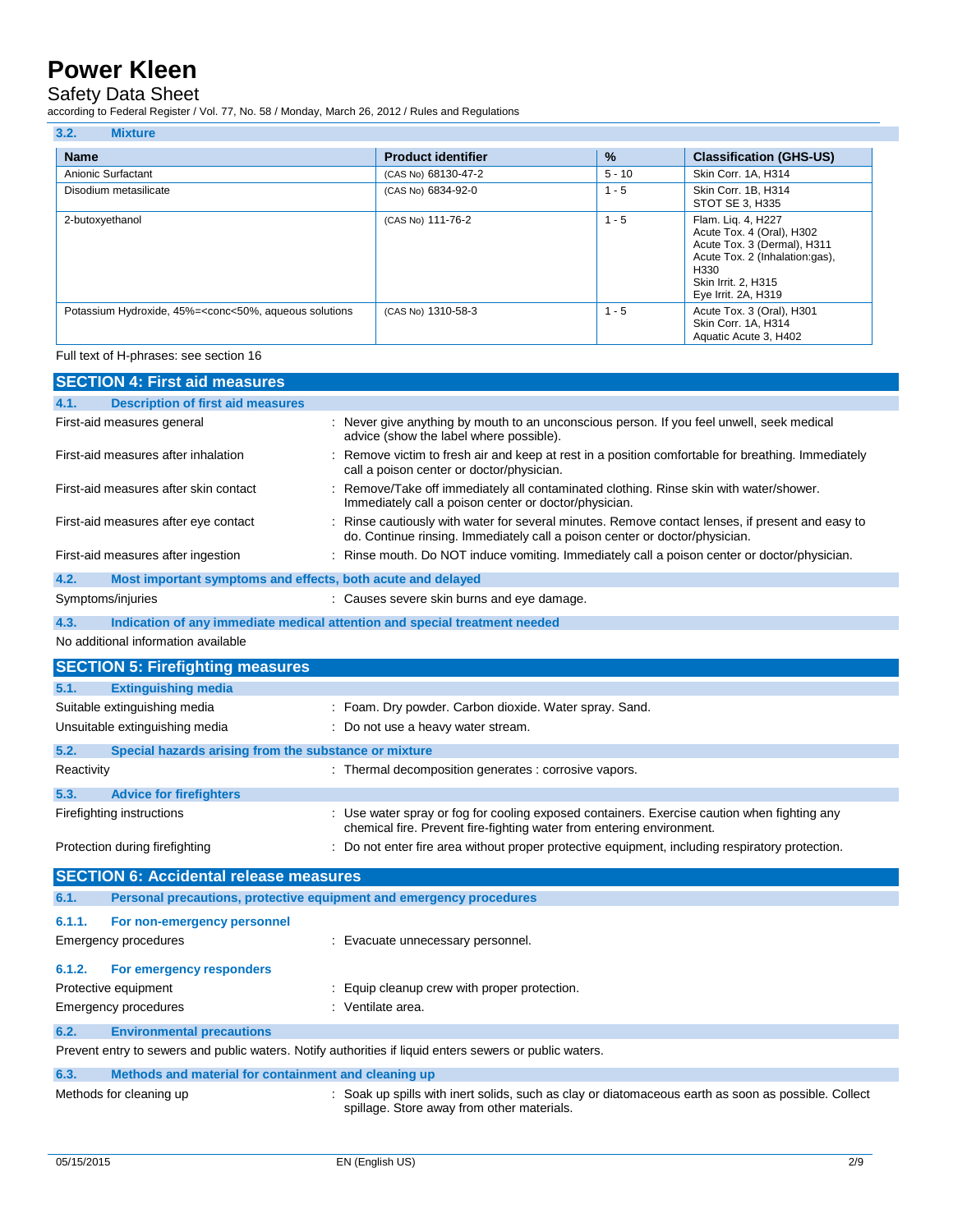### 3.2. Mixture

| Name | Product identifier | % | Classification (GHS-US) |
| --- | --- | --- | --- |
| Anionic Surfactant | (CAS No) 68130-47-2 | 5 - 10 | Skin Corr. 1A, H314 |
| Disodium metasilicate | (CAS No) 6834-92-0 | 1 - 5 | Skin Corr. 1B, H314<br>STOT SE 3, H335 |
| 2-butoxyethanol | (CAS No) 111-76-2 | 1 - 5 | Flam. Liq. 4, H227<br>Acute Tox. 4 (Oral), H302<br>Acute Tox. 3 (Dermal), H311<br>Acute Tox. 2 (Inhalation:gas), H330<br>Skin Irrit. 2, H315<br>Eye Irrit. 2A, H319 |
| Potassium Hydroxide, 45%=<conc<50%, aqueous solutions | (CAS No) 1310-58-3 | 1 - 5 | Acute Tox. 3 (Oral), H301<br>Skin Corr. 1A, H314<br>Aquatic Acute 3, H402 |

Full text of H-phrases: see section 16

## SECTION 4: First aid measures

### 4.1. Description of first aid measures

First-aid measures general : Never give anything by mouth to an unconscious person. If you feel unwell, seek medical advice (show the label where possible).

First-aid measures after inhalation : Remove victim to fresh air and keep at rest in a position comfortable for breathing. Immediately call a poison center or doctor/physician.

First-aid measures after skin contact : Remove/Take off immediately all contaminated clothing. Rinse skin with water/shower. Immediately call a poison center or doctor/physician.

First-aid measures after eye contact : Rinse cautiously with water for several minutes. Remove contact lenses, if present and easy to do. Continue rinsing. Immediately call a poison center or doctor/physician.

First-aid measures after ingestion : Rinse mouth. Do NOT induce vomiting. Immediately call a poison center or doctor/physician.

### 4.2. Most important symptoms and effects, both acute and delayed

Symptoms/injuries : Causes severe skin burns and eye damage.

### 4.3. Indication of any immediate medical attention and special treatment needed

No additional information available

## SECTION 5: Firefighting measures

### 5.1. Extinguishing media

Suitable extinguishing media : Foam. Dry powder. Carbon dioxide. Water spray. Sand.

Unsuitable extinguishing media : Do not use a heavy water stream.

### 5.2. Special hazards arising from the substance or mixture

Reactivity : Thermal decomposition generates : corrosive vapors.

### 5.3. Advice for firefighters

Firefighting instructions : Use water spray or fog for cooling exposed containers. Exercise caution when fighting any chemical fire. Prevent fire-fighting water from entering environment.

Protection during firefighting : Do not enter fire area without proper protective equipment, including respiratory protection.

## SECTION 6: Accidental release measures

### 6.1. Personal precautions, protective equipment and emergency procedures

#### 6.1.1. For non-emergency personnel

Emergency procedures : Evacuate unnecessary personnel.

#### 6.1.2. For emergency responders

Protective equipment : Equip cleanup crew with proper protection.

Emergency procedures : Ventilate area.

### 6.2. Environmental precautions

Prevent entry to sewers and public waters. Notify authorities if liquid enters sewers or public waters.

### 6.3. Methods and material for containment and cleaning up

Methods for cleaning up : Soak up spills with inert solids, such as clay or diatomaceous earth as soon as possible. Collect spillage. Store away from other materials.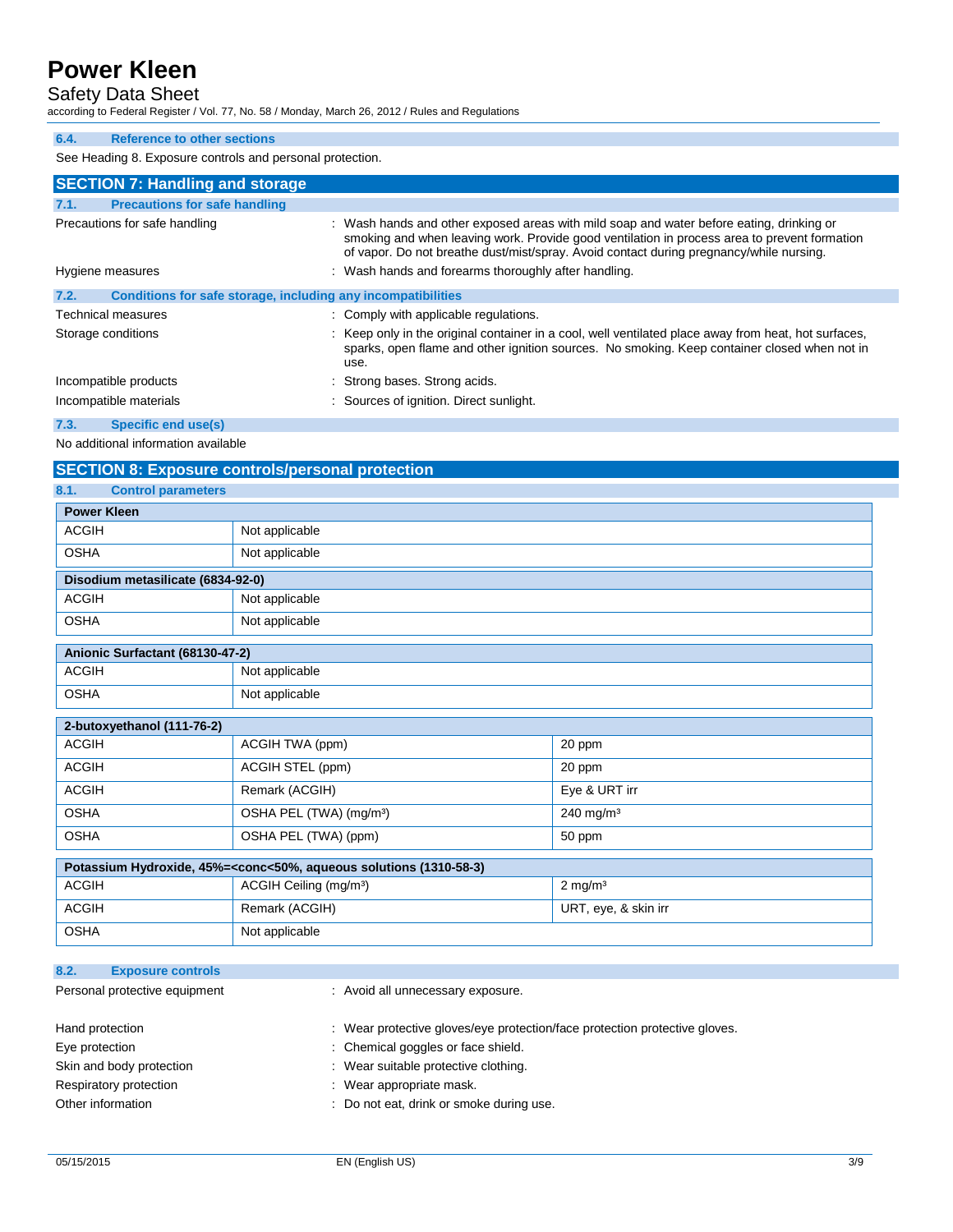### 6.4. Reference to other sections

See Heading 8. Exposure controls and personal protection.

## SECTION 7: Handling and storage

### 7.1. Precautions for safe handling

| | |
|---|---|
| Precautions for safe handling | : Wash hands and other exposed areas with mild soap and water before eating, drinking or smoking and when leaving work. Provide good ventilation in process area to prevent formation of vapor. Do not breathe dust/mist/spray. Avoid contact during pregnancy/while nursing. |
| Hygiene measures | : Wash hands and forearms thoroughly after handling. |

### 7.2. Conditions for safe storage, including any incompatibilities

| | |
|---|---|
| Technical measures | : Comply with applicable regulations. |
| Storage conditions | : Keep only in the original container in a cool, well ventilated place away from heat, hot surfaces, sparks, open flame and other ignition sources. No smoking. Keep container closed when not in use. |
| Incompatible products | : Strong bases. Strong acids. |
| Incompatible materials | : Sources of ignition. Direct sunlight. |

### 7.3. Specific end use(s)

No additional information available

## SECTION 8: Exposure controls/personal protection

### 8.1. Control parameters

| Power Kleen | | |
|---|---|---|
| ACGIH | Not applicable | |
| OSHA | Not applicable | |

| Disodium metasilicate (6834-92-0) | | |
|---|---|---|
| ACGIH | Not applicable | |
| OSHA | Not applicable | |

| Anionic Surfactant (68130-47-2) | | |
|---|---|---|
| ACGIH | Not applicable | |
| OSHA | Not applicable | |

| 2-butoxyethanol (111-76-2) | | |
|---|---|---|
| ACGIH | ACGIH TWA (ppm) | 20 ppm |
| ACGIH | ACGIH STEL (ppm) | 20 ppm |
| ACGIH | Remark (ACGIH) | Eye & URT irr |
| OSHA | OSHA PEL (TWA) (mg/m³) | 240 mg/m³ |
| OSHA | OSHA PEL (TWA) (ppm) | 50 ppm |

| Potassium Hydroxide, 45%=<conc<50%, aqueous solutions (1310-58-3) | | |
|---|---|---|
| ACGIH | ACGIH Ceiling (mg/m³) | 2 mg/m³ |
| ACGIH | Remark (ACGIH) | URT, eye, & skin irr |
| OSHA | Not applicable | |

### 8.2. Exposure controls

| | |
|---|---|
| Personal protective equipment | : Avoid all unnecessary exposure. |
| Hand protection | : Wear protective gloves/eye protection/face protection protective gloves. |
| Eye protection | : Chemical goggles or face shield. |
| Skin and body protection | : Wear suitable protective clothing. |
| Respiratory protection | : Wear appropriate mask. |
| Other information | : Do not eat, drink or smoke during use. |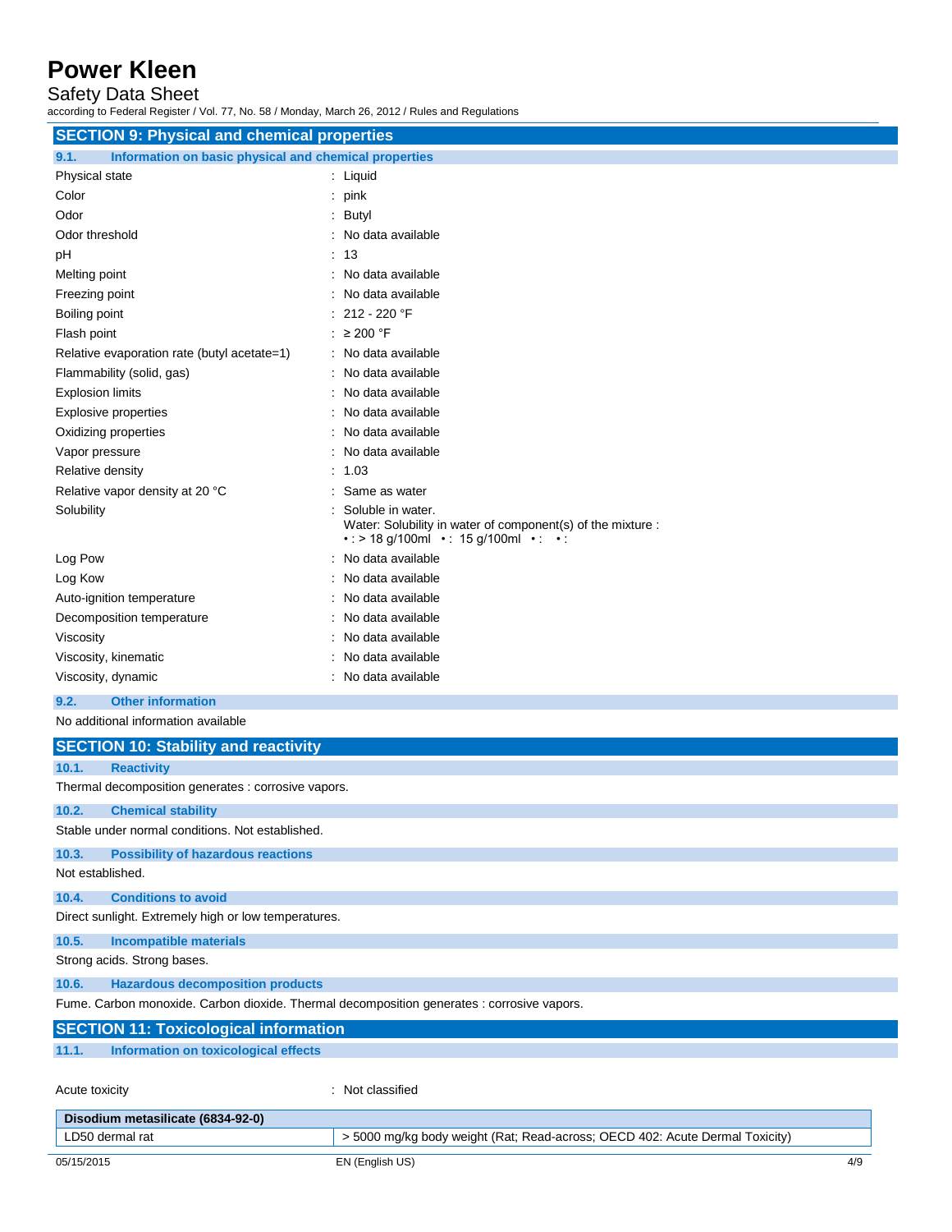## SECTION 9: Physical and chemical properties

### 9.1. Information on basic physical and chemical properties

| | |
|---|---|
| Physical state | : Liquid |
| Color | : pink |
| Odor | : Butyl |
| Odor threshold | : No data available |
| pH | : 13 |
| Melting point | : No data available |
| Freezing point | : No data available |
| Boiling point | : 212 - 220 °F |
| Flash point | : ≥ 200 °F |
| Relative evaporation rate (butyl acetate=1) | : No data available |
| Flammability (solid, gas) | : No data available |
| Explosion limits | : No data available |
| Explosive properties | : No data available |
| Oxidizing properties | : No data available |
| Vapor pressure | : No data available |
| Relative density | : 1.03 |
| Relative vapor density at 20 °C | : Same as water |
| Solubility | : Soluble in water. Water: Solubility in water of component(s) of the mixture : • : > 18 g/100ml • : 15 g/100ml • : • : |
| Log Pow | : No data available |
| Log Kow | : No data available |
| Auto-ignition temperature | : No data available |
| Decomposition temperature | : No data available |
| Viscosity | : No data available |
| Viscosity, kinematic | : No data available |
| Viscosity, dynamic | : No data available |

### 9.2. Other information

No additional information available

## SECTION 10: Stability and reactivity

### 10.1. Reactivity

Thermal decomposition generates : corrosive vapors.

### 10.2. Chemical stability

Stable under normal conditions. Not established.

### 10.3. Possibility of hazardous reactions

Not established.

### 10.4. Conditions to avoid

Direct sunlight. Extremely high or low temperatures.

### 10.5. Incompatible materials

Strong acids. Strong bases.

### 10.6. Hazardous decomposition products

Fume. Carbon monoxide. Carbon dioxide. Thermal decomposition generates : corrosive vapors.

## SECTION 11: Toxicological information

### 11.1. Information on toxicological effects

Acute toxicity : Not classified

| Disodium metasilicate (6834-92-0) | |
|---|---|
| LD50 dermal rat | > 5000 mg/kg body weight (Rat; Read-across; OECD 402: Acute Dermal Toxicity) |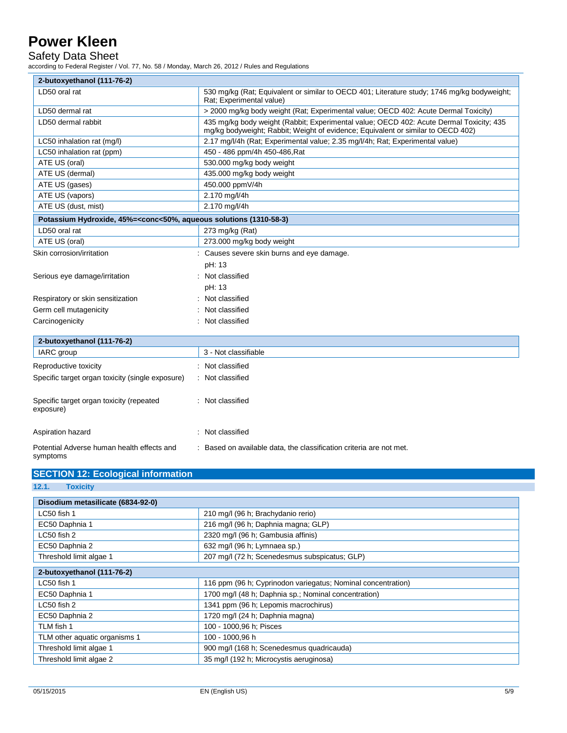| 2-butoxyethanol (111-76-2) | |
|---|---|
| LD50 oral rat | 530 mg/kg (Rat; Equivalent or similar to OECD 401; Literature study; 1746 mg/kg bodyweight; Rat; Experimental value) |
| LD50 dermal rat | > 2000 mg/kg body weight (Rat; Experimental value; OECD 402: Acute Dermal Toxicity) |
| LD50 dermal rabbit | 435 mg/kg body weight (Rabbit; Experimental value; OECD 402: Acute Dermal Toxicity; 435 mg/kg bodyweight; Rabbit; Weight of evidence; Equivalent or similar to OECD 402) |
| LC50 inhalation rat (mg/l) | 2.17 mg/l/4h (Rat; Experimental value; 2.35 mg/l/4h; Rat; Experimental value) |
| LC50 inhalation rat (ppm) | 450 - 486 ppm/4h 450-486,Rat |
| ATE US (oral) | 530.000 mg/kg body weight |
| ATE US (dermal) | 435.000 mg/kg body weight |
| ATE US (gases) | 450.000 ppmV/4h |
| ATE US (vapors) | 2.170 mg/l/4h |
| ATE US (dust, mist) | 2.170 mg/l/4h |

| Potassium Hydroxide, 45%=<conc<50%, aqueous solutions (1310-58-3) | |
|---|---|
| LD50 oral rat | 273 mg/kg (Rat) |
| ATE US (oral) | 273.000 mg/kg body weight |

Skin corrosion/irritation : Causes severe skin burns and eye damage.

pH: 13

Serious eye damage/irritation : Not classified

pH: 13

Respiratory or skin sensitization : Not classified

Germ cell mutagenicity : Not classified

Carcinogenicity : Not classified

| 2-butoxyethanol (111-76-2) | |
|---|---|
| IARC group | 3 - Not classifiable |

Reproductive toxicity : Not classified

Specific target organ toxicity (single exposure) : Not classified

Specific target organ toxicity (repeated exposure) : Not classified

Aspiration hazard : Not classified

Potential Adverse human health effects and symptoms : Based on available data, the classification criteria are not met.

## SECTION 12: Ecological information

### 12.1. Toxicity

| Disodium metasilicate (6834-92-0) | |
|---|---|
| LC50 fish 1 | 210 mg/l (96 h; Brachydanio rerio) |
| EC50 Daphnia 1 | 216 mg/l (96 h; Daphnia magna; GLP) |
| LC50 fish 2 | 2320 mg/l (96 h; Gambusia affinis) |
| EC50 Daphnia 2 | 632 mg/l (96 h; Lymnaea sp.) |
| Threshold limit algae 1 | 207 mg/l (72 h; Scenedesmus subspicatus; GLP) |

| 2-butoxyethanol (111-76-2) | |
|---|---|
| LC50 fish 1 | 116 ppm (96 h; Cyprinodon variegatus; Nominal concentration) |
| EC50 Daphnia 1 | 1700 mg/l (48 h; Daphnia sp.; Nominal concentration) |
| LC50 fish 2 | 1341 ppm (96 h; Lepomis macrochirus) |
| EC50 Daphnia 2 | 1720 mg/l (24 h; Daphnia magna) |
| TLM fish 1 | 100 - 1000,96 h; Pisces |
| TLM other aquatic organisms 1 | 100 - 1000,96 h |
| Threshold limit algae 1 | 900 mg/l (168 h; Scenedesmus quadricauda) |
| Threshold limit algae 2 | 35 mg/l (192 h; Microcystis aeruginosa) |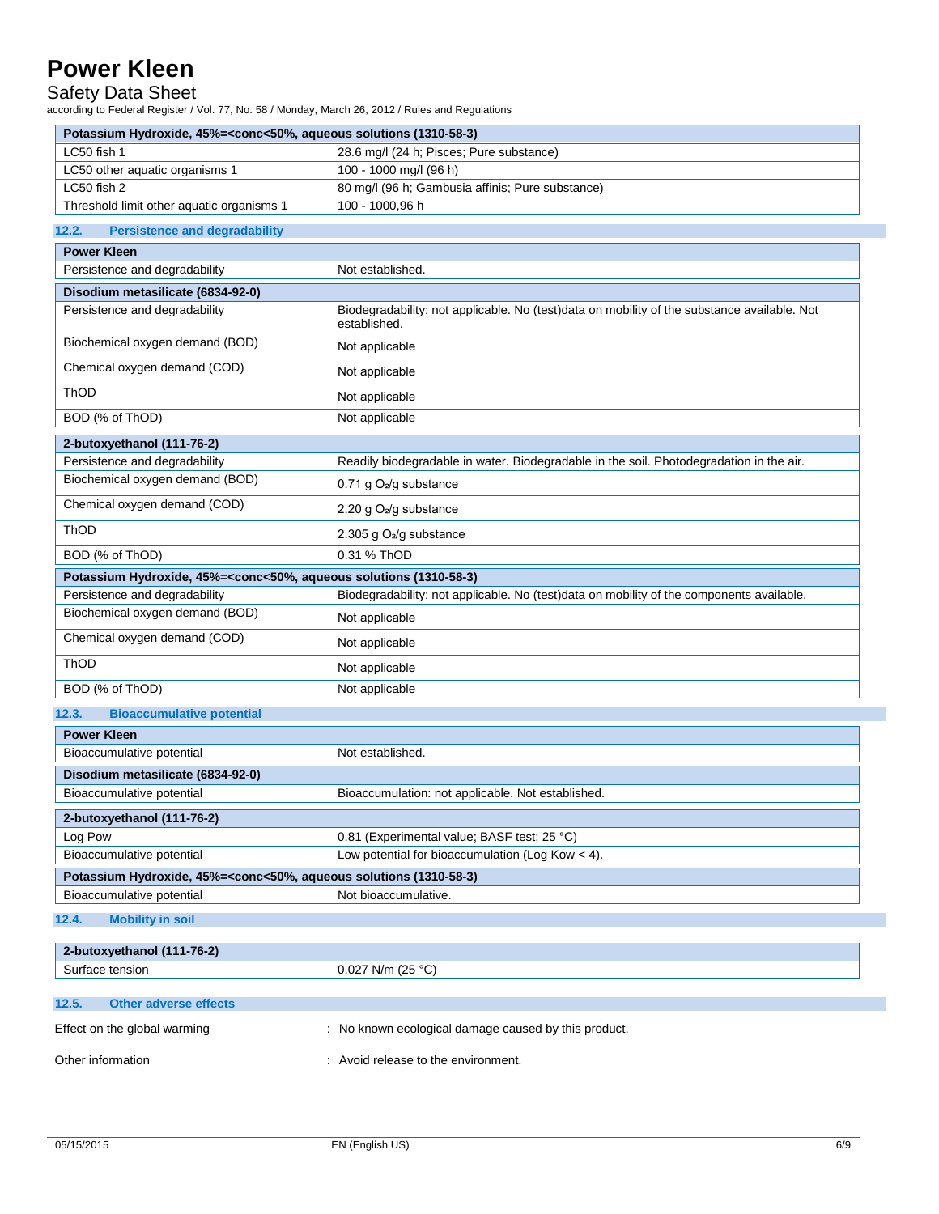| Potassium Hydroxide, 45%=<conc<50%, aqueous solutions (1310-58-3) | |
|---|---|
| LC50 fish 1 | 28.6 mg/l (24 h; Pisces; Pure substance) |
| LC50 other aquatic organisms 1 | 100 - 1000 mg/l (96 h) |
| LC50 fish 2 | 80 mg/l (96 h; Gambusia affinis; Pure substance) |
| Threshold limit other aquatic organisms 1 | 100 - 1000,96 h |

### 12.2. Persistence and degradability

| Power Kleen | |
|---|---|
| Persistence and degradability | Not established. |

| Disodium metasilicate (6834-92-0) | |
|---|---|
| Persistence and degradability | Biodegradability: not applicable. No (test)data on mobility of the substance available. Not established. |
| Biochemical oxygen demand (BOD) | Not applicable |
| Chemical oxygen demand (COD) | Not applicable |
| ThOD | Not applicable |
| BOD (% of ThOD) | Not applicable |

| 2-butoxyethanol (111-76-2) | |
|---|---|
| Persistence and degradability | Readily biodegradable in water. Biodegradable in the soil. Photodegradation in the air. |
| Biochemical oxygen demand (BOD) | 0.71 g $O_2$/g substance |
| Chemical oxygen demand (COD) | 2.20 g $O_2$/g substance |
| ThOD | 2.305 g $O_2$/g substance |
| BOD (% of ThOD) | 0.31 % ThOD |

| Potassium Hydroxide, 45%=<conc<50%, aqueous solutions (1310-58-3) | |
|---|---|
| Persistence and degradability | Biodegradability: not applicable. No (test)data on mobility of the components available. |
| Biochemical oxygen demand (BOD) | Not applicable |
| Chemical oxygen demand (COD) | Not applicable |
| ThOD | Not applicable |
| BOD (% of ThOD) | Not applicable |

### 12.3. Bioaccumulative potential

| Power Kleen | |
|---|---|
| Bioaccumulative potential | Not established. |

| Disodium metasilicate (6834-92-0) | |
|---|---|
| Bioaccumulative potential | Bioaccumulation: not applicable. Not established. |

| 2-butoxyethanol (111-76-2) | |
|---|---|
| Log Pow | 0.81 (Experimental value; BASF test; 25 °C) |
| Bioaccumulative potential | Low potential for bioaccumulation (Log Kow < 4). |

| Potassium Hydroxide, 45%=<conc<50%, aqueous solutions (1310-58-3) | |
|---|---|
| Bioaccumulative potential | Not bioaccumulative. |

### 12.4. Mobility in soil

| 2-butoxyethanol (111-76-2) | |
|---|---|
| Surface tension | 0.027 N/m (25 °C) |

### 12.5. Other adverse effects

Effect on the global warming : No known ecological damage caused by this product.

Other information : Avoid release to the environment.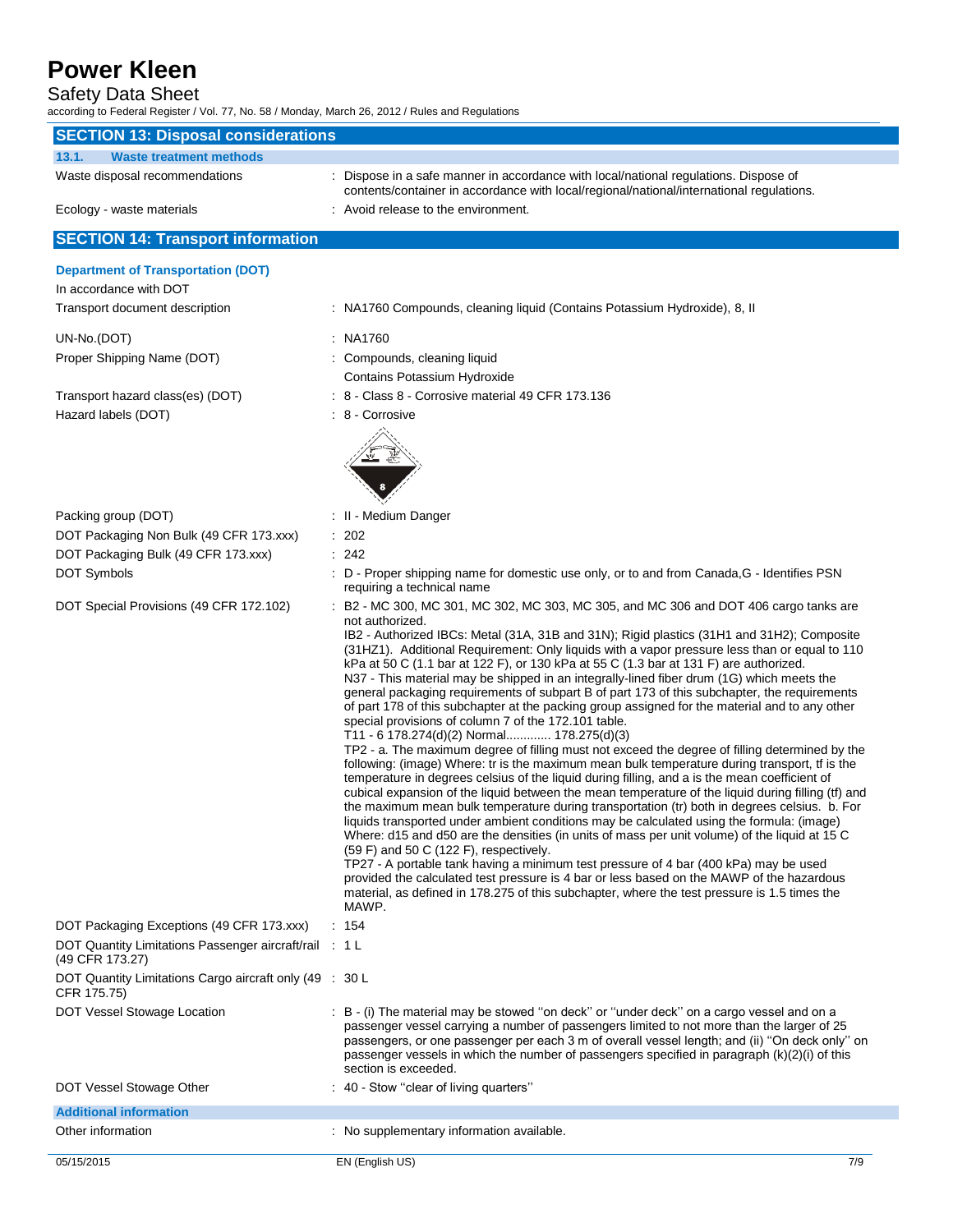## SECTION 13: Disposal considerations

### 13.1. Waste treatment methods

Waste disposal recommendations : Dispose in a safe manner in accordance with local/national regulations. Dispose of contents/container in accordance with local/regional/national/international regulations.

Ecology - waste materials : Avoid release to the environment.

## SECTION 14: Transport information

### Department of Transportation (DOT)

In accordance with DOT

Transport document description : NA1760 Compounds, cleaning liquid (Contains Potassium Hydroxide), 8, II

UN-No.(DOT) : NA1760

Proper Shipping Name (DOT) : Compounds, cleaning liquid
Contains Potassium Hydroxide

Transport hazard class(es) (DOT) : 8 - Class 8 - Corrosive material 49 CFR 173.136

Hazard labels (DOT) : 8 - Corrosive

Packing group (DOT) : II - Medium Danger

DOT Packaging Non Bulk (49 CFR 173.xxx) : 202

DOT Packaging Bulk (49 CFR 173.xxx) : 242

DOT Symbols : D - Proper shipping name for domestic use only, or to and from Canada,G - Identifies PSN requiring a technical name

DOT Special Provisions (49 CFR 172.102) : B2 - MC 300, MC 301, MC 302, MC 303, MC 305, and MC 306 and DOT 406 cargo tanks are not authorized.
IB2 - Authorized IBCs: Metal (31A, 31B and 31N); Rigid plastics (31H1 and 31H2); Composite (31HZ1). Additional Requirement: Only liquids with a vapor pressure less than or equal to 110 kPa at 50 C (1.1 bar at 122 F), or 130 kPa at 55 C (1.3 bar at 131 F) are authorized.
N37 - This material may be shipped in an integrally-lined fiber drum (1G) which meets the general packaging requirements of subpart B of part 173 of this subchapter, the requirements of part 178 of this subchapter at the packing group assigned for the material and to any other special provisions of column 7 of the 172.101 table.
T11 - 6 178.274(d)(2) Normal............ 178.275(d)(3)
TP2 - a. The maximum degree of filling must not exceed the degree of filling determined by the following: (image) Where: tr is the maximum mean bulk temperature during transport, tf is the temperature in degrees celsius of the liquid during filling, and a is the mean coefficient of cubical expansion of the liquid between the mean temperature of the liquid during filling (tf) and the maximum mean bulk temperature during transportation (tr) both in degrees celsius. b. For liquids transported under ambient conditions may be calculated using the formula: (image) Where: d15 and d50 are the densities (in units of mass per unit volume) of the liquid at 15 C (59 F) and 50 C (122 F), respectively.
TP27 - A portable tank having a minimum test pressure of 4 bar (400 kPa) may be used provided the calculated test pressure is 4 bar or less based on the MAWP of the hazardous material, as defined in 178.275 of this subchapter, where the test pressure is 1.5 times the MAWP.

DOT Packaging Exceptions (49 CFR 173.xxx) : 154

DOT Quantity Limitations Passenger aircraft/rail (49 CFR 173.27) : 1 L

DOT Quantity Limitations Cargo aircraft only (49 CFR 175.75) : 30 L

DOT Vessel Stowage Location : B - (i) The material may be stowed ''on deck'' or ''under deck'' on a cargo vessel and on a passenger vessel carrying a number of passengers limited to not more than the larger of 25 passengers, or one passenger per each 3 m of overall vessel length; and (ii) ''On deck only'' on passenger vessels in which the number of passengers specified in paragraph (k)(2)(i) of this section is exceeded.

DOT Vessel Stowage Other : 40 - Stow ''clear of living quarters''

### Additional information

Other information : No supplementary information available.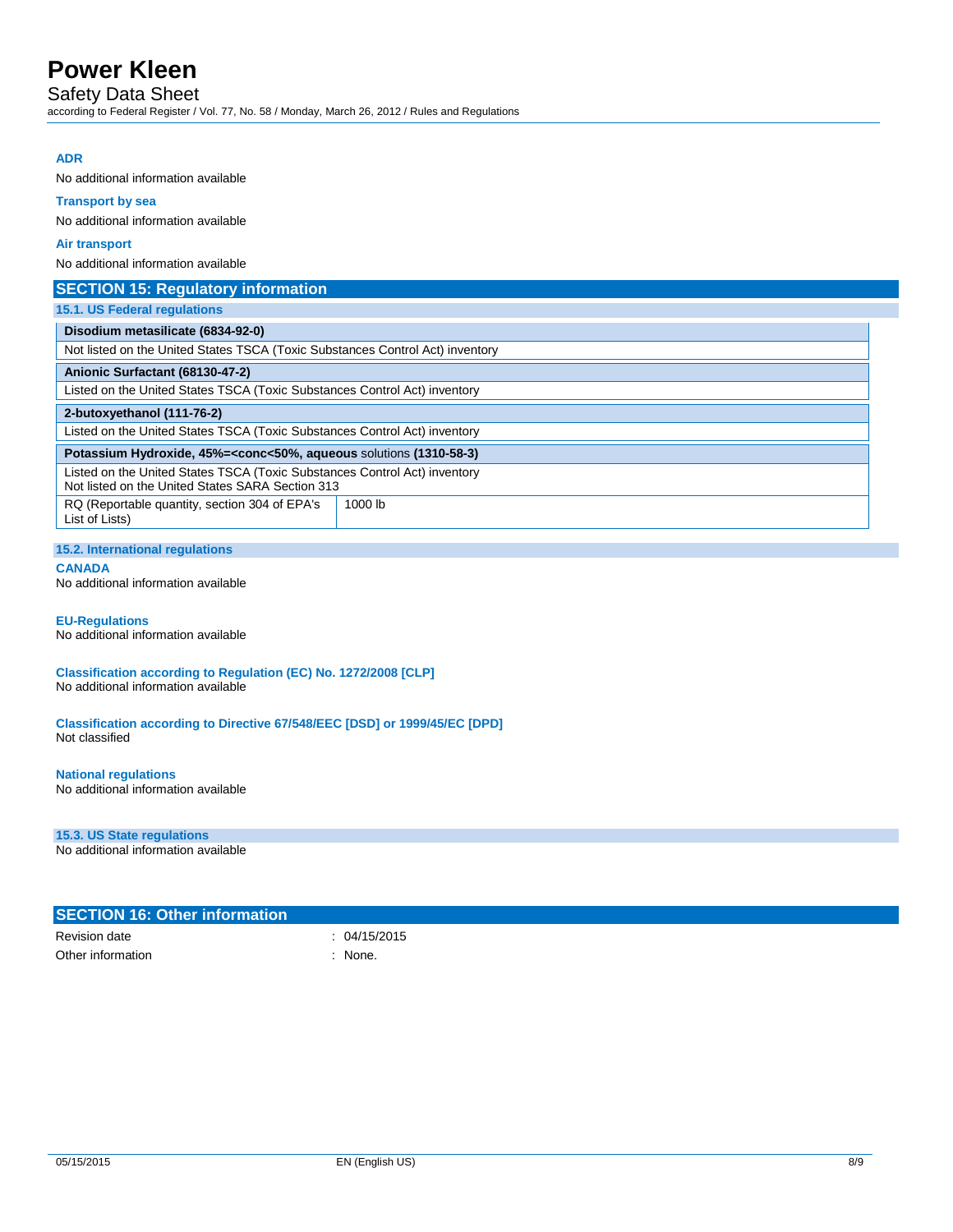**ADR**

No additional information available

**Transport by sea**

No additional information available

**Air transport**

No additional information available

## SECTION 15: Regulatory information

### 15.1. US Federal regulations

| | |
|---|---|
| **Disodium metasilicate (6834-92-0)** | |
| Not listed on the United States TSCA (Toxic Substances Control Act) inventory | |
| **Anionic Surfactant (68130-47-2)** | |
| Listed on the United States TSCA (Toxic Substances Control Act) inventory | |
| **2-butoxyethanol (111-76-2)** | |
| Listed on the United States TSCA (Toxic Substances Control Act) inventory | |
| **Potassium Hydroxide, 45%=<conc<50%, aqueous** solutions **(1310-58-3)** | |
| Listed on the United States TSCA (Toxic Substances Control Act) inventory<br>Not listed on the United States SARA Section 313 | |
| RQ (Reportable quantity, section 304 of EPA's List of Lists) | 1000 lb |

### 15.2. International regulations

**CANADA**

No additional information available

**EU-Regulations**

No additional information available

**Classification according to Regulation (EC) No. 1272/2008 [CLP]**

No additional information available

**Classification according to Directive 67/548/EEC [DSD] or 1999/45/EC [DPD]**

Not classified

**National regulations**

No additional information available

### 15.3. US State regulations

No additional information available

## SECTION 16: Other information

Revision date : 04/15/2015

Other information : None.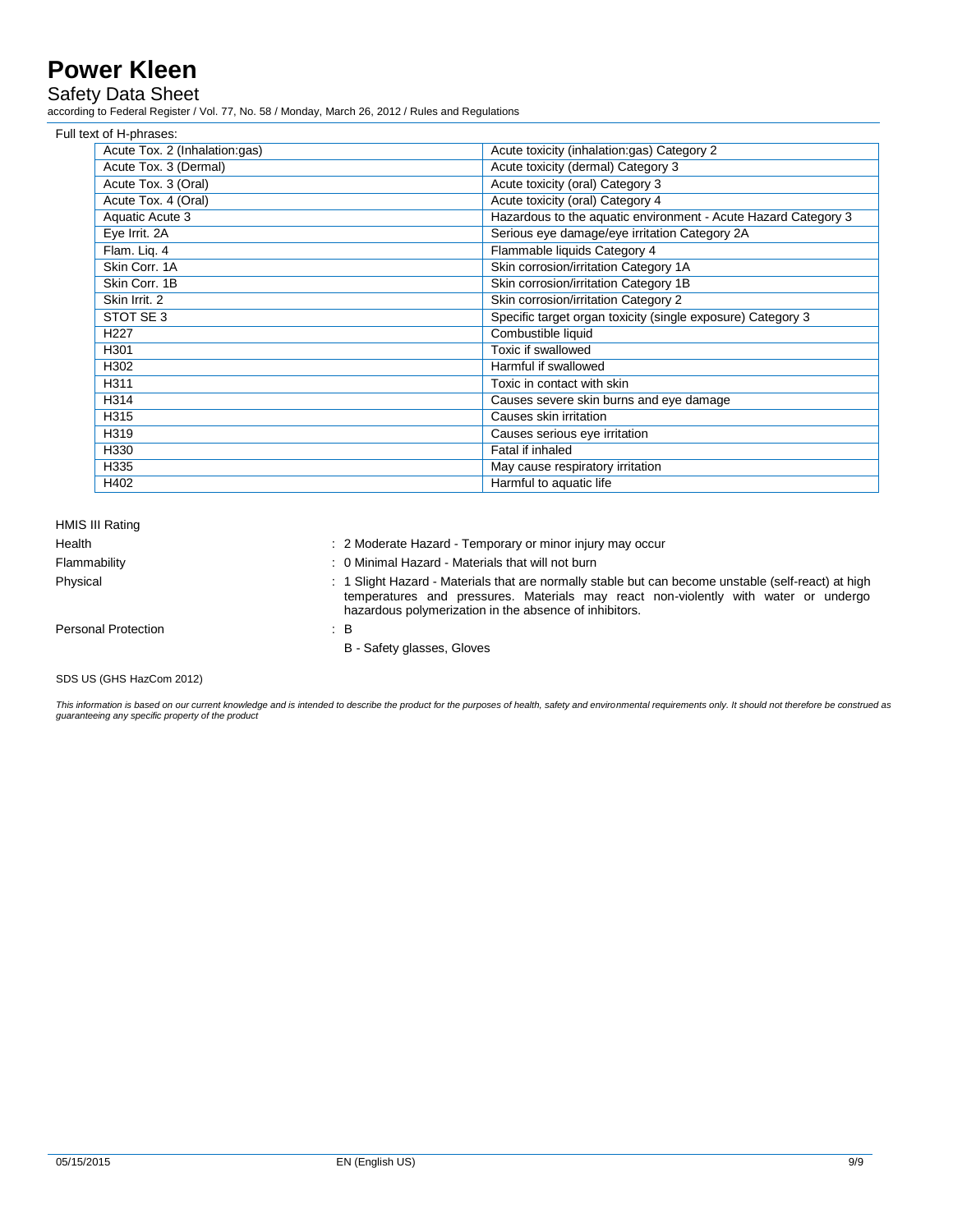Full text of H-phrases:

| | |
|---|---|
| Acute Tox. 2 (Inhalation:gas) | Acute toxicity (inhalation:gas) Category 2 |
| Acute Tox. 3 (Dermal) | Acute toxicity (dermal) Category 3 |
| Acute Tox. 3 (Oral) | Acute toxicity (oral) Category 3 |
| Acute Tox. 4 (Oral) | Acute toxicity (oral) Category 4 |
| Aquatic Acute 3 | Hazardous to the aquatic environment - Acute Hazard Category 3 |
| Eye Irrit. 2A | Serious eye damage/eye irritation Category 2A |
| Flam. Liq. 4 | Flammable liquids Category 4 |
| Skin Corr. 1A | Skin corrosion/irritation Category 1A |
| Skin Corr. 1B | Skin corrosion/irritation Category 1B |
| Skin Irrit. 2 | Skin corrosion/irritation Category 2 |
| STOT SE 3 | Specific target organ toxicity (single exposure) Category 3 |
| H227 | Combustible liquid |
| H301 | Toxic if swallowed |
| H302 | Harmful if swallowed |
| H311 | Toxic in contact with skin |
| H314 | Causes severe skin burns and eye damage |
| H315 | Causes skin irritation |
| H319 | Causes serious eye irritation |
| H330 | Fatal if inhaled |
| H335 | May cause respiratory irritation |
| H402 | Harmful to aquatic life |

HMIS III Rating

Health : 2 Moderate Hazard - Temporary or minor injury may occur

Flammability : 0 Minimal Hazard - Materials that will not burn

Physical : 1 Slight Hazard - Materials that are normally stable but can become unstable (self-react) at high temperatures and pressures. Materials may react non-violently with water or undergo hazardous polymerization in the absence of inhibitors.

Personal Protection : B

B - Safety glasses, Gloves

SDS US (GHS HazCom 2012)

*This information is based on our current knowledge and is intended to describe the product for the purposes of health, safety and environmental requirements only. It should not therefore be construed as guaranteeing any specific property of the product*